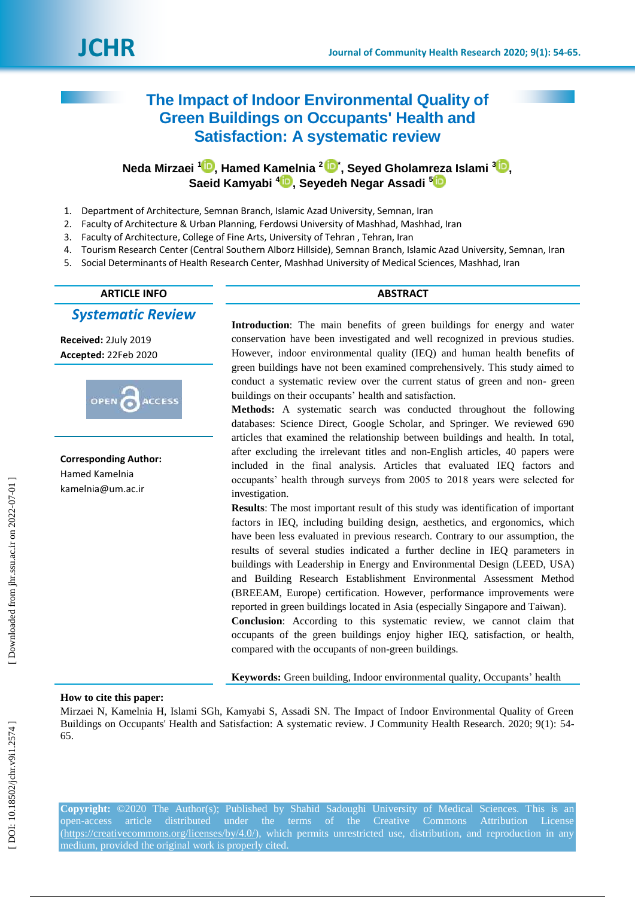# The Impact of Indoor Environmental Quality of Green Buildings on Occupants' Health and Satisfaction: A systematic review

**Neda Mirzaei [1], Hamed Kamelnia [2]\*, Seyed Gholamreza Islami [3], Saeid Kamyabi [4], Seyedeh Negar Assadi [5]**

1. Department of Architecture, Semnan Branch, Islamic Azad University, Semnan, Iran
2. Faculty of Architecture & Urban Planning, Ferdowsi University of Mashhad, Mashhad, Iran
3. Faculty of Architecture, College of Fine Arts, University of Tehran , Tehran, Iran
4. Tourism Research Center (Central Southern Alborz Hillside), Semnan Branch, Islamic Azad University, Semnan, Iran
5. Social Determinants of Health Research Center, Mashhad University of Medical Sciences, Mashhad, Iran

## ARTICLE INFO

***Systematic Review***

**Received:** 2July 2019

**Accepted:** 22Feb 2020

**Corresponding Author:**
Hamed Kamelnia
kamelnia@um.ac.ir

## ABSTRACT

**Introduction**: The main benefits of green buildings for energy and water conservation have been investigated and well recognized in previous studies. However, indoor environmental quality (IEQ) and human health benefits of green buildings have not been examined comprehensively. This study aimed to conduct a systematic review over the current status of green and non- green buildings on their occupants' health and satisfaction.

**Methods:** A systematic search was conducted throughout the following databases: Science Direct, Google Scholar, and Springer. We reviewed 690 articles that examined the relationship between buildings and health. In total, after excluding the irrelevant titles and non-English articles, 40 papers were included in the final analysis. Articles that evaluated IEQ factors and occupants' health through surveys from 2005 to 2018 years were selected for investigation.

**Results**: The most important result of this study was identification of important factors in IEQ, including building design, aesthetics, and ergonomics, which have been less evaluated in previous research. Contrary to our assumption, the results of several studies indicated a further decline in IEQ parameters in buildings with Leadership in Energy and Environmental Design (LEED, USA) and Building Research Establishment Environmental Assessment Method (BREEAM, Europe) certification. However, performance improvements were reported in green buildings located in Asia (especially Singapore and Taiwan).

**Conclusion**: According to this systematic review, we cannot claim that occupants of the green buildings enjoy higher IEQ, satisfaction, or health, compared with the occupants of non-green buildings.

**Keywords:** Green building, Indoor environmental quality, Occupants' health

**How to cite this paper:**
Mirzaei N, Kamelnia H, Islami SGh, Kamyabi S, Assadi SN. The Impact of Indoor Environmental Quality of Green Buildings on Occupants' Health and Satisfaction: A systematic review. J Community Health Research. 2020; 9(1): 54-65.

**Copyright:** ©2020 The Author(s); Published by Shahid Sadoughi University of Medical Sciences. This is an open-access article distributed under the terms of the Creative Commons Attribution License (https://creativecommons.org/licenses/by/4.0/), which permits unrestricted use, distribution, and reproduction in any medium, provided the original work is properly cited.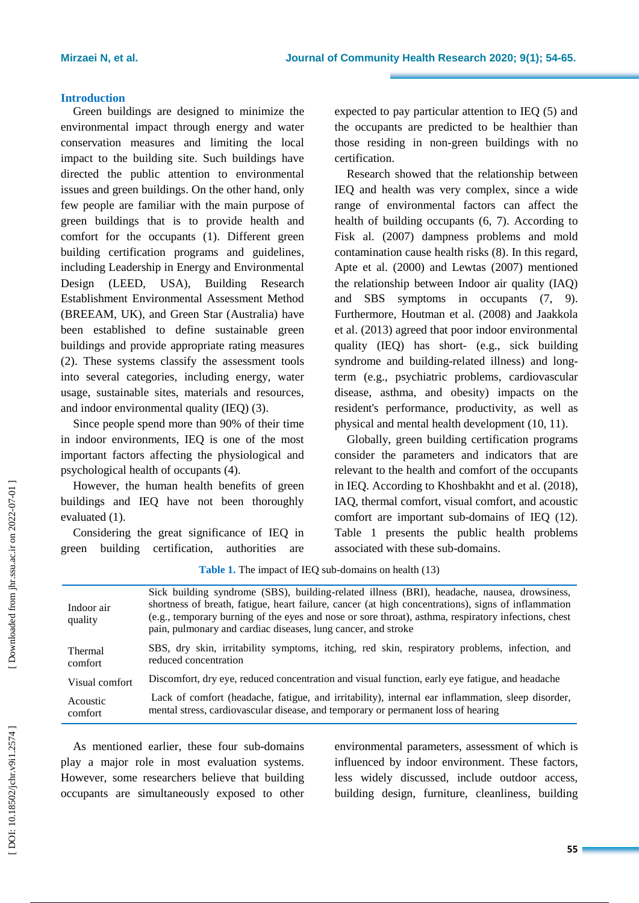## Introduction

Green buildings are designed to minimize the environmental impact through energy and water conservation measures and limiting the local impact to the building site. Such buildings have directed the public attention to environmental issues and green buildings. On the other hand, only few people are familiar with the main purpose of green buildings that is to provide health and comfort for the occupants (1). Different green building certification programs and guidelines, including Leadership in Energy and Environmental Design (LEED, USA), Building Research Establishment Environmental Assessment Method (BREEAM, UK), and Green Star (Australia) have been established to define sustainable green buildings and provide appropriate rating measures (2). These systems classify the assessment tools into several categories, including energy, water usage, sustainable sites, materials and resources, and indoor environmental quality (IEQ) (3).

Since people spend more than 90% of their time in indoor environments, IEQ is one of the most important factors affecting the physiological and psychological health of occupants (4).

However, the human health benefits of green buildings and IEQ have not been thoroughly evaluated (1).

Considering the great significance of IEQ in green building certification, authorities are expected to pay particular attention to IEQ (5) and the occupants are predicted to be healthier than those residing in non-green buildings with no certification.

Research showed that the relationship between IEQ and health was very complex, since a wide range of environmental factors can affect the health of building occupants (6, 7). According to Fisk al. (2007) dampness problems and mold contamination cause health risks (8). In this regard, Apte et al. (2000) and Lewtas (2007) mentioned the relationship between Indoor air quality (IAQ) and SBS symptoms in occupants (7, 9). Furthermore, Houtman et al. (2008) and Jaakkola et al. (2013) agreed that poor indoor environmental quality (IEQ) has short- (e.g., sick building syndrome and building-related illness) and long-term (e.g., psychiatric problems, cardiovascular disease, asthma, and obesity) impacts on the resident's performance, productivity, as well as physical and mental health development (10, 11).

Globally, green building certification programs consider the parameters and indicators that are relevant to the health and comfort of the occupants in IEQ. According to Khoshbakht and et al. (2018), IAQ, thermal comfort, visual comfort, and acoustic comfort are important sub-domains of IEQ (12). Table 1 presents the public health problems associated with these sub-domains.

**Table 1.** The impact of IEQ sub-domains on health (13)

| | |
|---|---|
| Indoor air quality | Sick building syndrome (SBS), building-related illness (BRI), headache, nausea, drowsiness, shortness of breath, fatigue, heart failure, cancer (at high concentrations), signs of inflammation (e.g., temporary burning of the eyes and nose or sore throat), asthma, respiratory infections, chest pain, pulmonary and cardiac diseases, lung cancer, and stroke |
| Thermal comfort | SBS, dry skin, irritability symptoms, itching, red skin, respiratory problems, infection, and reduced concentration |
| Visual comfort | Discomfort, dry eye, reduced concentration and visual function, early eye fatigue, and headache |
| Acoustic comfort | Lack of comfort (headache, fatigue, and irritability), internal ear inflammation, sleep disorder, mental stress, cardiovascular disease, and temporary or permanent loss of hearing |

As mentioned earlier, these four sub-domains play a major role in most evaluation systems. However, some researchers believe that building occupants are simultaneously exposed to other environmental parameters, assessment of which is influenced by indoor environment. These factors, less widely discussed, include outdoor access, building design, furniture, cleanliness, building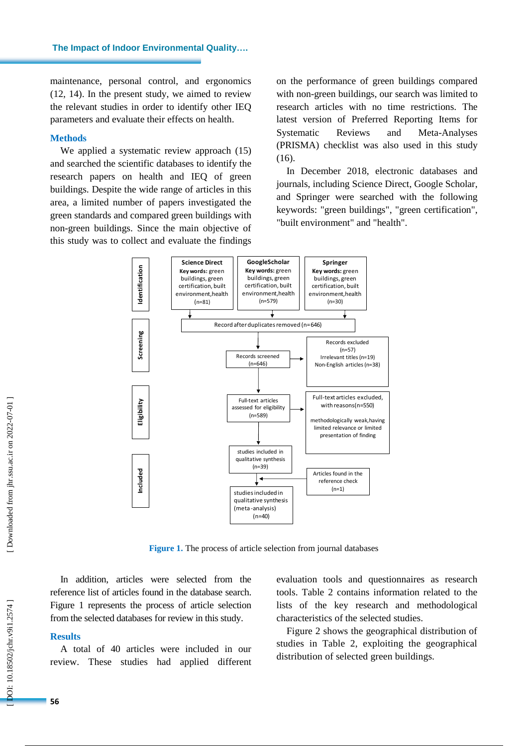maintenance, personal control, and ergonomics (12, 14). In the present study, we aimed to review the relevant studies in order to identify other IEQ parameters and evaluate their effects on health.

## Methods

We applied a systematic review approach (15) and searched the scientific databases to identify the research papers on health and IEQ of green buildings. Despite the wide range of articles in this area, a limited number of papers investigated the green standards and compared green buildings with non-green buildings. Since the main objective of this study was to collect and evaluate the findings on the performance of green buildings compared with non-green buildings, our search was limited to research articles with no time restrictions. The latest version of Preferred Reporting Items for Systematic Reviews and Meta-Analyses (PRISMA) checklist was also used in this study (16).

In December 2018, electronic databases and journals, including Science Direct, Google Scholar, and Springer were searched with the following keywords: "green buildings", "green certification", "built environment" and "health".

**Identification**

- **Science Direct** — Key words: green buildings, green certification, built environment, health (n=81)
- **GoogleScholar** — Key words: green buildings, green certification, built environment, health (n=579)
- **Springer** — Key words: green buildings, green certification, built environment, health (n=30)

Record after duplicates removed (n=646)

**Screening**

Records screened (n=646) → Records excluded (n=57): Irrelevant titles (n=19), Non-English articles (n=38)

**Eligibility**

Full-text articles assessed for eligibility (n=589) → Full-text articles excluded, with reasons (n=550): methodologically weak, having limited relevance or limited presentation of finding

**Included**

studies included in qualitative synthesis (n=39)

Articles found in the reference check (n=1)

studies included in qualitative synthesis (meta-analysis) (n=40)

**Figure 1.** The process of article selection from journal databases

In addition, articles were selected from the reference list of articles found in the database search. Figure 1 represents the process of article selection from the selected databases for review in this study.

## Results

A total of 40 articles were included in our review. These studies had applied different evaluation tools and questionnaires as research tools. Table 2 contains information related to the lists of the key research and methodological characteristics of the selected studies.

Figure 2 shows the geographical distribution of studies in Table 2, exploiting the geographical distribution of selected green buildings.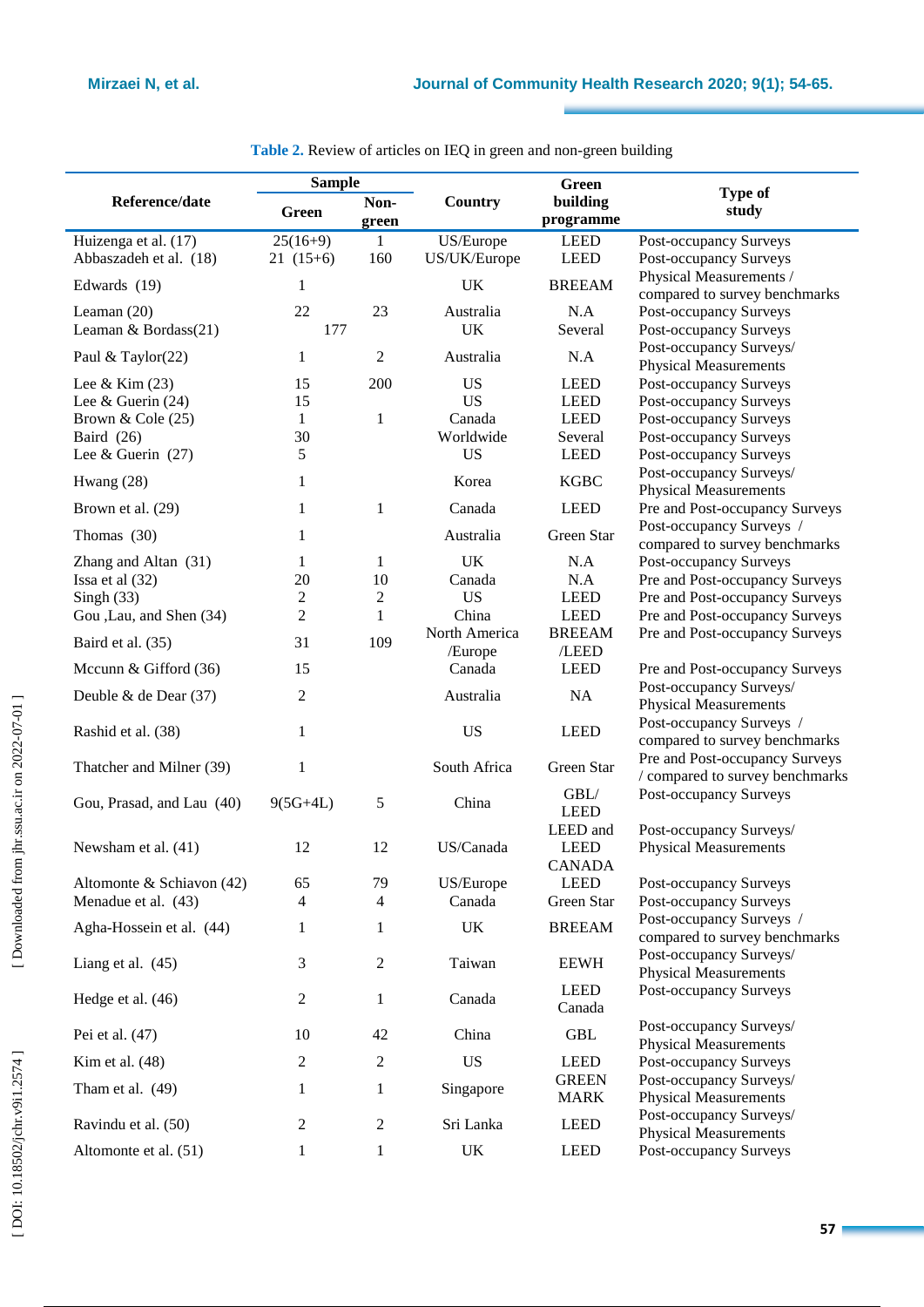**Table 2.** Review of articles on IEQ in green and non-green building

| Reference/date | Sample | | Country | Green building programme | Type of study |
|---|---|---|---|---|---|
| | Green | Non-green | | | |
| Huizenga et al. (17) | 25(16+9) | 1 | US/Europe | LEED | Post-occupancy Surveys |
| Abbaszadeh et al. (18) | 21 (15+6) | 160 | US/UK/Europe | LEED | Post-occupancy Surveys |
| Edwards (19) | 1 | | UK | BREEAM | Physical Measurements / compared to survey benchmarks |
| Leaman (20) | 22 | 23 | Australia | N.A | Post-occupancy Surveys |
| Leaman & Bordass(21) | 177 | | UK | Several | Post-occupancy Surveys |
| Paul & Taylor(22) | 1 | 2 | Australia | N.A | Post-occupancy Surveys/ Physical Measurements |
| Lee & Kim (23) | 15 | 200 | US | LEED | Post-occupancy Surveys |
| Lee & Guerin (24) | 15 | | US | LEED | Post-occupancy Surveys |
| Brown & Cole (25) | 1 | 1 | Canada | LEED | Post-occupancy Surveys |
| Baird (26) | 30 | | Worldwide | Several | Post-occupancy Surveys |
| Lee & Guerin (27) | 5 | | US | LEED | Post-occupancy Surveys |
| Hwang (28) | 1 | | Korea | KGBC | Post-occupancy Surveys/ Physical Measurements |
| Brown et al. (29) | 1 | 1 | Canada | LEED | Pre and Post-occupancy Surveys |
| Thomas (30) | 1 | | Australia | Green Star | Post-occupancy Surveys / compared to survey benchmarks |
| Zhang and Altan (31) | 1 | 1 | UK | N.A | Post-occupancy Surveys |
| Issa et al (32) | 20 | 10 | Canada | N.A | Pre and Post-occupancy Surveys |
| Singh (33) | 2 | 2 | US | LEED | Pre and Post-occupancy Surveys |
| Gou ,Lau, and Shen (34) | 2 | 1 | China | LEED | Pre and Post-occupancy Surveys |
| Baird et al. (35) | 31 | 109 | North America /Europe | BREEAM /LEED | Pre and Post-occupancy Surveys |
| Mccunn & Gifford (36) | 15 | | Canada | LEED | Pre and Post-occupancy Surveys |
| Deuble & de Dear (37) | 2 | | Australia | NA | Post-occupancy Surveys/ Physical Measurements |
| Rashid et al. (38) | 1 | | US | LEED | Post-occupancy Surveys / compared to survey benchmarks |
| Thatcher and Milner (39) | 1 | | South Africa | Green Star | Pre and Post-occupancy Surveys / compared to survey benchmarks |
| Gou, Prasad, and Lau (40) | 9(5G+4L) | 5 | China | GBL/ LEED | Post-occupancy Surveys |
| Newsham et al. (41) | 12 | 12 | US/Canada | LEED and LEED CANADA | Post-occupancy Surveys/ Physical Measurements |
| Altomonte & Schiavon (42) | 65 | 79 | US/Europe | LEED | Post-occupancy Surveys |
| Menadue et al. (43) | 4 | 4 | Canada | Green Star | Post-occupancy Surveys |
| Agha-Hossein et al. (44) | 1 | 1 | UK | BREEAM | Post-occupancy Surveys / compared to survey benchmarks |
| Liang et al. (45) | 3 | 2 | Taiwan | EEWH | Post-occupancy Surveys/ Physical Measurements |
| Hedge et al. (46) | 2 | 1 | Canada | LEED Canada | Post-occupancy Surveys |
| Pei et al. (47) | 10 | 42 | China | GBL | Post-occupancy Surveys/ Physical Measurements |
| Kim et al. (48) | 2 | 2 | US | LEED | Post-occupancy Surveys |
| Tham et al. (49) | 1 | 1 | Singapore | GREEN MARK | Post-occupancy Surveys/ Physical Measurements |
| Ravindu et al. (50) | 2 | 2 | Sri Lanka | LEED | Post-occupancy Surveys/ Physical Measurements |
| Altomonte et al. (51) | 1 | 1 | UK | LEED | Post-occupancy Surveys |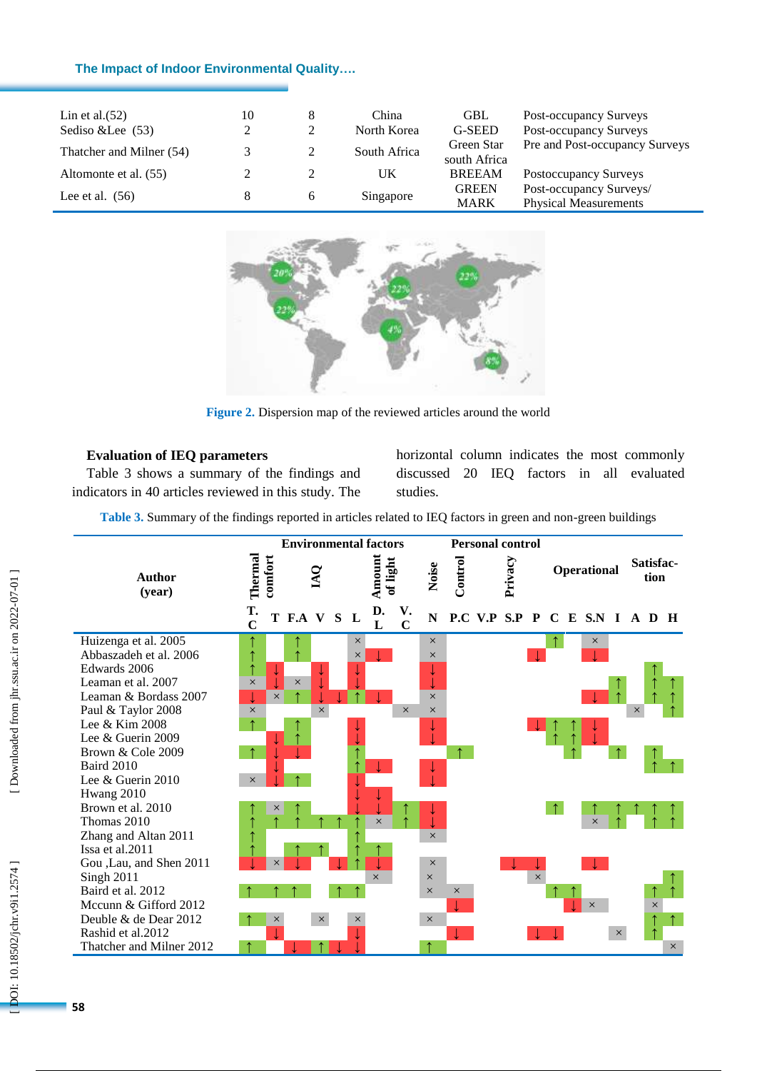| | | | | | |
|---|---|---|---|---|---|
| Lin et al.(52) | 10 | 8 | China | GBL | Post-occupancy Surveys |
| Sediso &Lee (53) | 2 | 2 | North Korea | G-SEED | Post-occupancy Surveys |
| Thatcher and Milner (54) | 3 | 2 | South Africa | Green Star south Africa | Pre and Post-occupancy Surveys |
| Altomonte et al. (55) | 2 | 2 | UK | BREEAM | Postoccupancy Surveys |
| Lee et al. (56) | 8 | 6 | Singapore | GREEN MARK | Post-occupancy Surveys/ Physical Measurements |

**Figure 2.** Dispersion map of the reviewed articles around the world

### Evaluation of IEQ parameters

Table 3 shows a summary of the findings and indicators in 40 articles reviewed in this study. The horizontal column indicates the most commonly discussed 20 IEQ factors in all evaluated studies.

**Table 3.** Summary of the findings reported in articles related to IEQ factors in green and non-green buildings

| Author (year) | Environmental factors | | | | | | | | | Personal control | | | | | | | | | | |
|---|---|---|---|---|---|---|---|---|---|---|---|---|---|---|---|---|---|---|---|---|
| | Thermal comfort | IAQ | | | | | Amount of light | | Noise | Control | Privacy | | Operational | | | | | Satisfaction | | |
| | T.C | T | F.A | V | S | L | D.L | V.C | N | P.C | V.P | S.P | P | C | E | S.N | I | A | D | H |
| Huizenga et al. 2005 | ↑ | | ↑ | | | × | | | × | | | | | ↑ | | × | | | | |
| Abbaszadeh et al. 2006 | ↑ | | ↑ | | | × | ↓ | | × | | | | ↓ | | | ↓ | | | | |
| Edwards 2006 | ↑ | ↓ | | ↓ | | ↓ | | | ↓ | | | | | | | | | | ↑ | |
| Leaman et al. 2007 | × | ↓ | × | ↓ | | ↓ | | | ↓ | | | | | | | | ↑ | | ↑ | ↑ |
| Leaman & Bordass 2007 | ↓ | × | ↑ | ↓ | ↓ | ↑ | ↓ | | × | | | | | | | ↓ | ↑ | | ↑ | ↑ |
| Paul & Taylor 2008 | × | | | × | | | | × | × | | | | | | | | | × | | ↑ |
| Lee & Kim 2008 | ↑ | | ↑ | | | ↓ | | | ↓ | | | | ↓ | ↑ | ↑ | ↓ | | | | |
| Lee & Guerin 2009 | | ↓ | ↑ | | | ↓ | | | ↓ | | | | | ↑ | ↑ | ↓ | | | | |
| Brown & Cole 2009 | ↑ | ↓ | ↓ | | | ↑ | | | | ↑ | | | | | ↑ | | ↑ | | ↑ | |
| Baird 2010 | | ↓ | | | | ↑ | ↓ | | ↓ | | | | | | | | | | ↑ | ↑ |
| Lee & Guerin 2010 | × | ↓ | ↑ | | | ↓ | | | ↓ | | | | | | | | | | | |
| Hwang 2010 | | | | | | ↓ | ↓ | | | | | | | | | | | | | |
| Brown et al. 2010 | ↑ | × | ↑ | | | ↓ | ↓ | ↑ | ↓ | | | | | ↑ | | ↑ | ↑ | ↑ | ↑ | ↑ |
| Thomas 2010 | ↑ | ↑ | ↑ | ↑ | ↑ | ↑ | × | ↑ | ↓ | | | | | | | × | ↑ | | ↑ | ↑ |
| Zhang and Altan 2011 | ↑ | | | | | ↑ | | | × | | | | | | | | | | | |
| Issa et al.2011 | ↑ | | ↑ | ↑ | | ↑ | ↑ | | | | | | | | | | | | | |
| Gou ,Lau, and Shen 2011 | ↓ | × | ↓ | | ↓ | ↑ | ↓ | | × | | | ↓ | ↓ | | | ↓ | | | | |
| Singh 2011 | | | | | | | × | | × | | | | × | | | | | | | ↑ |
| Baird et al. 2012 | ↑ | ↑ | ↑ | | ↑ | ↑ | | | × | × | | | | ↑ | ↑ | | | | ↑ | ↑ |
| Mccunn & Gifford 2012 | | | | | | | | | | ↓ | | | | | ↓ | × | | | × | |
| Deuble & de Dear 2012 | ↑ | × | | × | | × | | | × | | | | | | | | | | ↑ | ↑ |
| Rashid et al.2012 | | ↓ | | | | ↓ | | | | ↓ | | | ↓ | ↓ | | | × | | ↑ | |
| Thatcher and Milner 2012 | ↑ | | ↓ | ↑ | ↓ | ↓ | | | ↑ | | | | | | | | | | | × |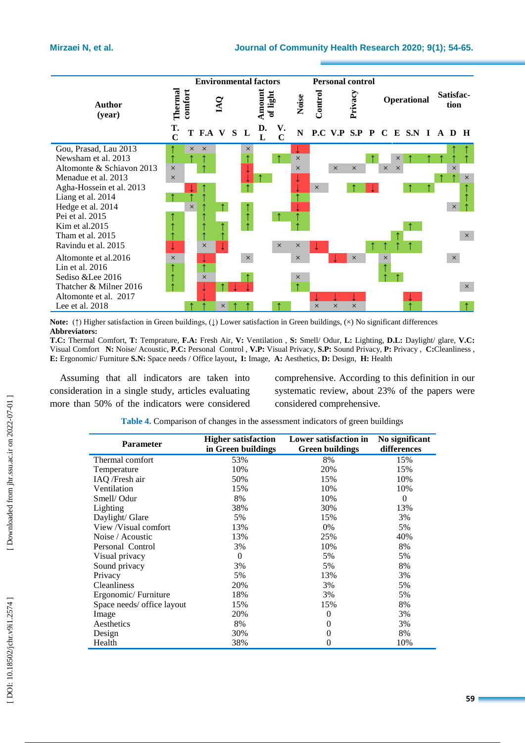| Author (year) | Thermal comfort | IAQ | | | | | Amount of light | | Noise | Control | Privacy | | | Operational | | | | Satisfaction | | |
|---|---|---|---|---|---|---|---|---|---|---|---|---|---|---|---|---|---|---|---|---|
| | T.C | T | F.A | V | S | L | D.L | V.C | N | P.C | V.P | S.P | P | C | E | S.N | I | A | D | H |
| Gou, Prasad, Lau 2013 | ↑ | × | × | | | × | | | ↓ | | | | | | | | | | ↑ | ↑ |
| Newsham et al. 2013 | ↑ | ↑ | ↑ | | | ↑ | | ↑ | × | | | | ↑ | | × | ↑ | ↑ | ↑ | ↑ | ↑ |
| Altomonte & Schiavon 2013 | × | | ↑ | | | ↓ | | | × | | × | × | | × | × | | | | × | |
| Menadue et al. 2013 | × | | | | | ↓ | ↑ | | ↓ | | | | | | | | | ↑ | ↑ | × |
| Agha-Hossein et al. 2013 | | ↓ | ↑ | | | ↑ | | | ↓ | × | | ↑ | ↓ | | | ↑ | ↑ | | | ↑ |
| Liang et al. 2014 | ↑ | ↑ | ↑ | | | | | | ↑ | | | | | | | | | | | ↑ |
| Hedge et al. 2014 | | × | ↑ | ↑ | | ↑ | | | ↓ | | | | | | | | | | × | ↑ |
| Pei et al. 2015 | ↑ | | ↑ | | | ↑ | | ↑ | ↑ | | | | | | | | | | | |
| Kim et al.2015 | ↑ | | ↑ | ↑ | | ↑ | | | ↑ | | | | | | | ↑ | | | | |
| Tham et al. 2015 | ↑ | | ↑ | ↑ | | | | | | | | | | | ↑ | | | | | × |
| Ravindu et al. 2015 | ↓ | | × | ↓ | | | | × | × | ↓ | | | ↑ | ↑ | ↑ | ↑ | | | | |
| Altomonte et al.2016 | × | | ↓ | | | × | | | × | | ↓ | × | | × | | | | | × | |
| Lin et al. 2016 | ↑ | | ↑ | | | | | | | | | | | ↑ | | | | | | |
| Sediso &Lee 2016 | ↑ | | × | | | ↑ | | | × | | | | | ↑ | ↑ | | | | | |
| Thatcher & Milner 2016 | ↑ | | ↓ | ↑ | ↓ | ↓ | | | ↑ | | | | | | | | | | | × |
| Altomonte et al. 2017 | | | ↓ | | | | | | | ↓ | ↓ | ↓ | | | | ↓ | | | | |
| Lee et al. 2018 | | ↑ | ↑ | × | ↑ | ↑ | | ↑ | | × | × | | | | | ↑ | | | | ↑ |

Environmental factors: T.C through N; Personal control: P.C through P; Operational: C through I; Satisfaction: A through H.

**Note:** (↑) Higher satisfaction in Green buildings, (↓) Lower satisfaction in Green buildings, (×) No significant differences

**Abbreviators:**

**T.C:** Thermal Comfort, **T:** Temprature, **F.A:** Fresh Air, **V:** Ventilation , **S:** Smell/ Odur, **L:** Lighting, **D.L:** Daylight/ glare, **V.C:** Visual Comfort **N:** Noise/ Acoustic, **P.C:** Personal Control , **V.P:** Visual Privacy, **S.P:** Sound Privacy, **P:** Privacy , **C:**Cleanliness , **E:** Ergonomic/ Furniture **S.N:** Space needs / Office layout**, I:** Image, **A:** Aesthetics, **D:** Design, **H:** Health

Assuming that all indicators are taken into consideration in a single study, articles evaluating more than 50% of the indicators were considered comprehensive. According to this definition in our systematic review, about 23% of the papers were considered comprehensive.

**Table 4.** Comparison of changes in the assessment indicators of green buildings

| Parameter | Higher satisfaction in Green buildings | Lower satisfaction in Green buildings | No significant differences |
|---|---|---|---|
| Thermal comfort | 53% | 8% | 15% |
| Temperature | 10% | 20% | 15% |
| IAQ /Fresh air | 50% | 15% | 10% |
| Ventilation | 15% | 10% | 10% |
| Smell/ Odur | 8% | 10% | 0 |
| Lighting | 38% | 30% | 13% |
| Daylight/ Glare | 5% | 15% | 3% |
| View /Visual comfort | 13% | 0% | 5% |
| Noise / Acoustic | 13% | 25% | 40% |
| Personal Control | 3% | 10% | 8% |
| Visual privacy | 0 | 5% | 5% |
| Sound privacy | 3% | 5% | 8% |
| Privacy | 5% | 13% | 3% |
| Cleanliness | 20% | 3% | 5% |
| Ergonomic/ Furniture | 18% | 3% | 5% |
| Space needs/ office layout | 15% | 15% | 8% |
| Image | 20% | 0 | 3% |
| Aesthetics | 8% | 0 | 3% |
| Design | 30% | 0 | 8% |
| Health | 38% | 0 | 10% |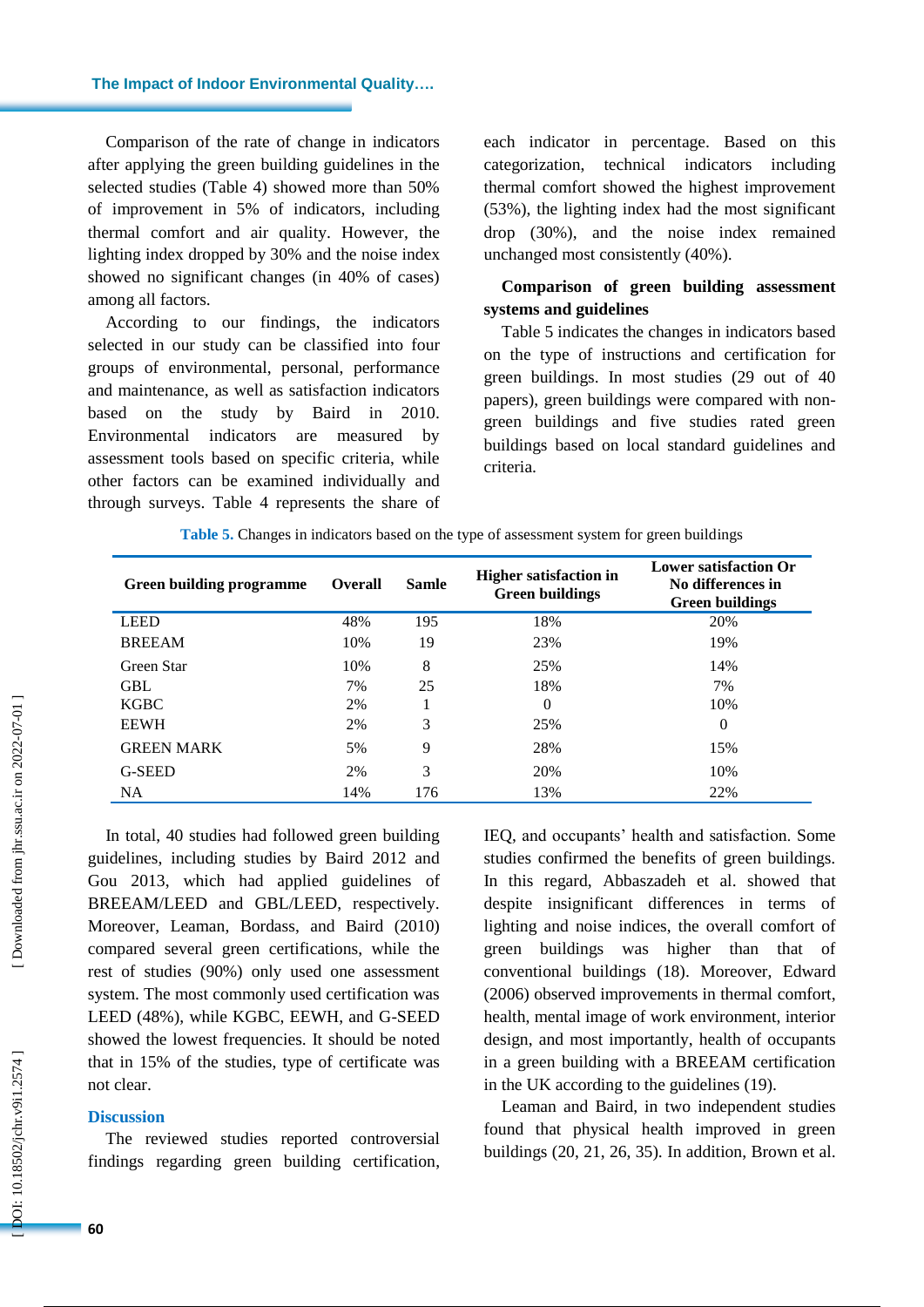Comparison of the rate of change in indicators after applying the green building guidelines in the selected studies (Table 4) showed more than 50% of improvement in 5% of indicators, including thermal comfort and air quality. However, the lighting index dropped by 30% and the noise index showed no significant changes (in 40% of cases) among all factors.

According to our findings, the indicators selected in our study can be classified into four groups of environmental, personal, performance and maintenance, as well as satisfaction indicators based on the study by Baird in 2010. Environmental indicators are measured by assessment tools based on specific criteria, while other factors can be examined individually and through surveys. Table 4 represents the share of each indicator in percentage. Based on this categorization, technical indicators including thermal comfort showed the highest improvement (53%), the lighting index had the most significant drop (30%), and the noise index remained unchanged most consistently (40%).

**Comparison of green building assessment systems and guidelines**

Table 5 indicates the changes in indicators based on the type of instructions and certification for green buildings. In most studies (29 out of 40 papers), green buildings were compared with non-green buildings and five studies rated green buildings based on local standard guidelines and criteria.

**Table 5.** Changes in indicators based on the type of assessment system for green buildings

| Green building programme | Overall | Samle | Higher satisfaction in Green buildings | Lower satisfaction Or No differences in Green buildings |
|---|---|---|---|---|
| LEED | 48% | 195 | 18% | 20% |
| BREEAM | 10% | 19 | 23% | 19% |
| Green Star | 10% | 8 | 25% | 14% |
| GBL | 7% | 25 | 18% | 7% |
| KGBC | 2% | 1 | 0 | 10% |
| EEWH | 2% | 3 | 25% | 0 |
| GREEN MARK | 5% | 9 | 28% | 15% |
| G-SEED | 2% | 3 | 20% | 10% |
| NA | 14% | 176 | 13% | 22% |

In total, 40 studies had followed green building guidelines, including studies by Baird 2012 and Gou 2013, which had applied guidelines of BREEAM/LEED and GBL/LEED, respectively. Moreover, Leaman, Bordass, and Baird (2010) compared several green certifications, while the rest of studies (90%) only used one assessment system. The most commonly used certification was LEED (48%), while KGBC, EEWH, and G-SEED showed the lowest frequencies. It should be noted that in 15% of the studies, type of certificate was not clear.

## Discussion

The reviewed studies reported controversial findings regarding green building certification, IEQ, and occupants' health and satisfaction. Some studies confirmed the benefits of green buildings. In this regard, Abbaszadeh et al. showed that despite insignificant differences in terms of lighting and noise indices, the overall comfort of green buildings was higher than that of conventional buildings (18). Moreover, Edward (2006) observed improvements in thermal comfort, health, mental image of work environment, interior design, and most importantly, health of occupants in a green building with a BREEAM certification in the UK according to the guidelines (19).

Leaman and Baird, in two independent studies found that physical health improved in green buildings (20, 21, 26, 35). In addition, Brown et al.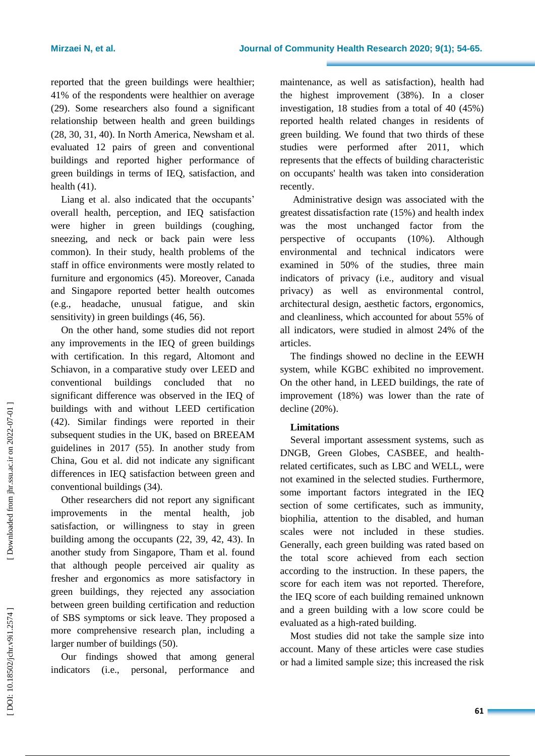reported that the green buildings were healthier; 41% of the respondents were healthier on average (29). Some researchers also found a significant relationship between health and green buildings (28, 30, 31, 40). In North America, Newsham et al. evaluated 12 pairs of green and conventional buildings and reported higher performance of green buildings in terms of IEQ, satisfaction, and health (41).

Liang et al. also indicated that the occupants' overall health, perception, and IEQ satisfaction were higher in green buildings (coughing, sneezing, and neck or back pain were less common). In their study, health problems of the staff in office environments were mostly related to furniture and ergonomics (45). Moreover, Canada and Singapore reported better health outcomes (e.g., headache, unusual fatigue, and skin sensitivity) in green buildings (46, 56).

On the other hand, some studies did not report any improvements in the IEQ of green buildings with certification. In this regard, Altomont and Schiavon, in a comparative study over LEED and conventional buildings concluded that no significant difference was observed in the IEQ of buildings with and without LEED certification (42). Similar findings were reported in their subsequent studies in the UK, based on BREEAM guidelines in 2017 (55). In another study from China, Gou et al. did not indicate any significant differences in IEQ satisfaction between green and conventional buildings (34).

Other researchers did not report any significant improvements in the mental health, job satisfaction, or willingness to stay in green building among the occupants (22, 39, 42, 43). In another study from Singapore, Tham et al. found that although people perceived air quality as fresher and ergonomics as more satisfactory in green buildings, they rejected any association between green building certification and reduction of SBS symptoms or sick leave. They proposed a more comprehensive research plan, including a larger number of buildings (50).

Our findings showed that among general indicators (i.e., personal, performance and maintenance, as well as satisfaction), health had the highest improvement (38%). In a closer investigation, 18 studies from a total of 40 (45%) reported health related changes in residents of green building. We found that two thirds of these studies were performed after 2011, which represents that the effects of building characteristic on occupants' health was taken into consideration recently.

Administrative design was associated with the greatest dissatisfaction rate (15%) and health index was the most unchanged factor from the perspective of occupants (10%). Although environmental and technical indicators were examined in 50% of the studies, three main indicators of privacy (i.e., auditory and visual privacy) as well as environmental control, architectural design, aesthetic factors, ergonomics, and cleanliness, which accounted for about 55% of all indicators, were studied in almost 24% of the articles.

The findings showed no decline in the EEWH system, while KGBC exhibited no improvement. On the other hand, in LEED buildings, the rate of improvement (18%) was lower than the rate of decline (20%).

**Limitations**

Several important assessment systems, such as DNGB, Green Globes, CASBEE, and health-related certificates, such as LBC and WELL, were not examined in the selected studies. Furthermore, some important factors integrated in the IEQ section of some certificates, such as immunity, biophilia, attention to the disabled, and human scales were not included in these studies. Generally, each green building was rated based on the total score achieved from each section according to the instruction. In these papers, the score for each item was not reported. Therefore, the IEQ score of each building remained unknown and a green building with a low score could be evaluated as a high-rated building.

Most studies did not take the sample size into account. Many of these articles were case studies or had a limited sample size; this increased the risk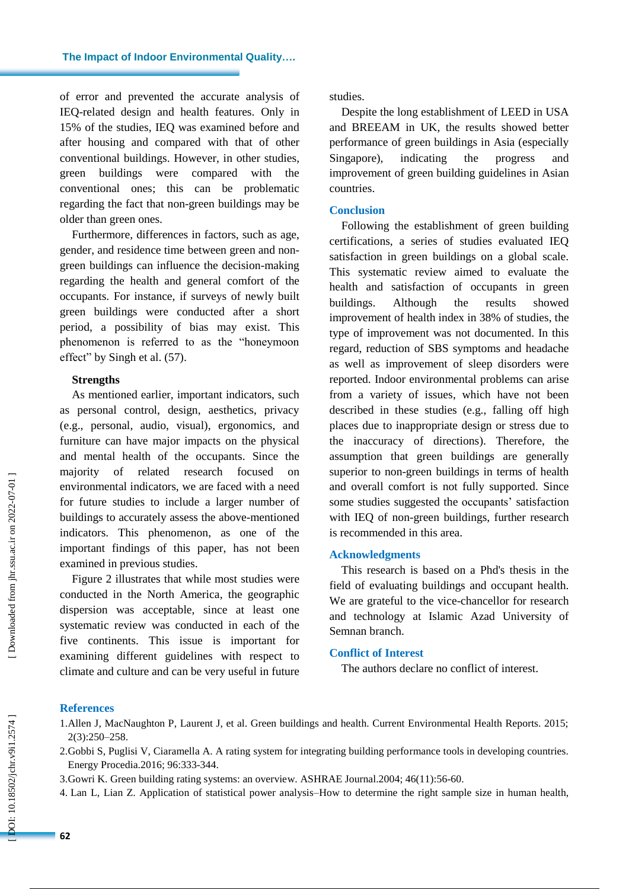of error and prevented the accurate analysis of IEQ-related design and health features. Only in 15% of the studies, IEQ was examined before and after housing and compared with that of other conventional buildings. However, in other studies, green buildings were compared with the conventional ones; this can be problematic regarding the fact that non-green buildings may be older than green ones.

Furthermore, differences in factors, such as age, gender, and residence time between green and non-green buildings can influence the decision-making regarding the health and general comfort of the occupants. For instance, if surveys of newly built green buildings were conducted after a short period, a possibility of bias may exist. This phenomenon is referred to as the "honeymoon effect" by Singh et al. (57).

### Strengths

As mentioned earlier, important indicators, such as personal control, design, aesthetics, privacy (e.g., personal, audio, visual), ergonomics, and furniture can have major impacts on the physical and mental health of the occupants. Since the majority of related research focused on environmental indicators, we are faced with a need for future studies to include a larger number of buildings to accurately assess the above-mentioned indicators. This phenomenon, as one of the important findings of this paper, has not been examined in previous studies.

Figure 2 illustrates that while most studies were conducted in the North America, the geographic dispersion was acceptable, since at least one systematic review was conducted in each of the five continents. This issue is important for examining different guidelines with respect to climate and culture and can be very useful in future studies.

Despite the long establishment of LEED in USA and BREEAM in UK, the results showed better performance of green buildings in Asia (especially Singapore), indicating the progress and improvement of green building guidelines in Asian countries.

## Conclusion

Following the establishment of green building certifications, a series of studies evaluated IEQ satisfaction in green buildings on a global scale. This systematic review aimed to evaluate the health and satisfaction of occupants in green buildings. Although the results showed improvement of health index in 38% of studies, the type of improvement was not documented. In this regard, reduction of SBS symptoms and headache as well as improvement of sleep disorders were reported. Indoor environmental problems can arise from a variety of issues, which have not been described in these studies (e.g., falling off high places due to inappropriate design or stress due to the inaccuracy of directions). Therefore, the assumption that green buildings are generally superior to non-green buildings in terms of health and overall comfort is not fully supported. Since some studies suggested the occupants' satisfaction with IEQ of non-green buildings, further research is recommended in this area.

## Acknowledgments

This research is based on a Phd's thesis in the field of evaluating buildings and occupant health. We are grateful to the vice-chancellor for research and technology at Islamic Azad University of Semnan branch.

## Conflict of Interest

The authors declare no conflict of interest.

## References

1. Allen J, MacNaughton P, Laurent J, et al. Green buildings and health. Current Environmental Health Reports. 2015; 2(3):250–258.
2. Gobbi S, Puglisi V, Ciaramella A. A rating system for integrating building performance tools in developing countries. Energy Procedia.2016; 96:333-344.
3. Gowri K. Green building rating systems: an overview. ASHRAE Journal.2004; 46(11):56-60.
4. Lan L, Lian Z. Application of statistical power analysis–How to determine the right sample size in human health,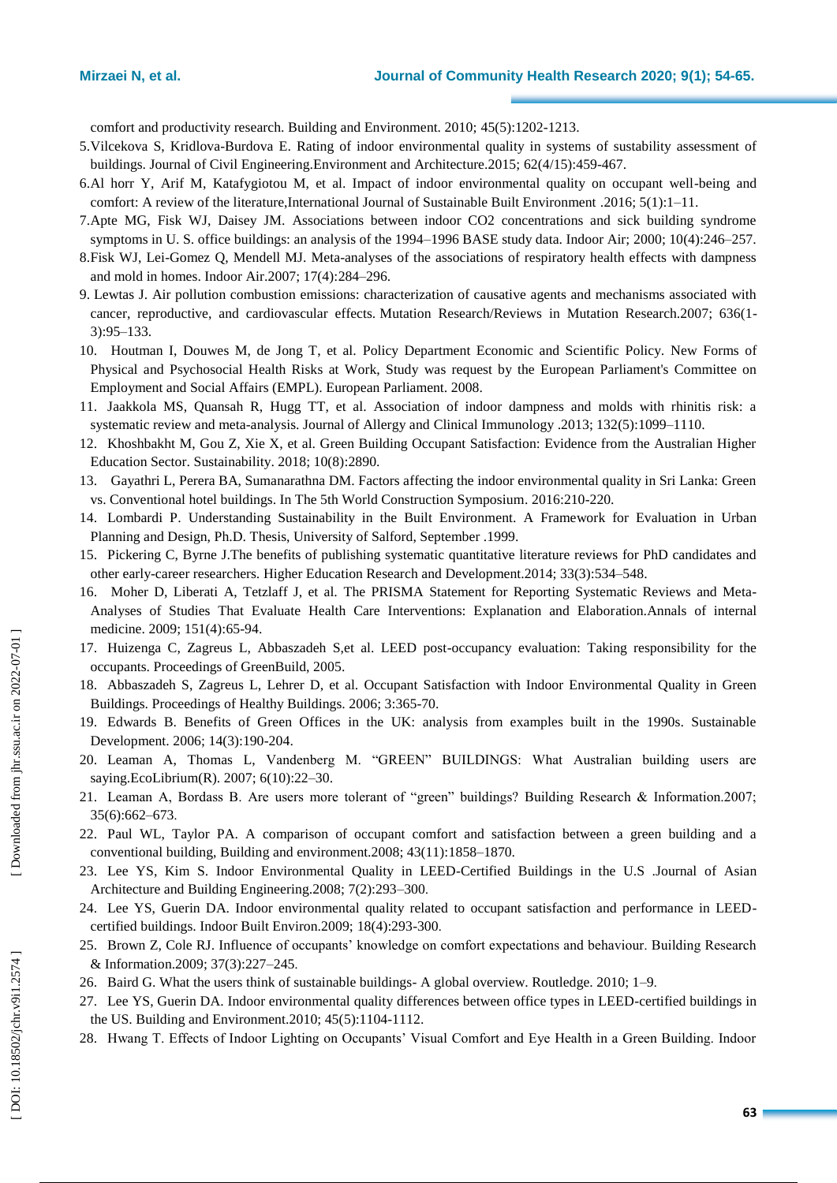comfort and productivity research. Building and Environment. 2010; 45(5):1202-1213.

5. Vilcekova S, Kridlova-Burdova E. Rating of indoor environmental quality in systems of sustability assessment of buildings. Journal of Civil Engineering.Environment and Architecture.2015; 62(4/15):459-467.
6. Al horr Y, Arif M, Katafygiotou M, et al. Impact of indoor environmental quality on occupant well-being and comfort: A review of the literature,International Journal of Sustainable Built Environment .2016; 5(1):1–11.
7. Apte MG, Fisk WJ, Daisey JM. Associations between indoor CO2 concentrations and sick building syndrome symptoms in U. S. office buildings: an analysis of the 1994–1996 BASE study data. Indoor Air; 2000; 10(4):246–257.
8. Fisk WJ, Lei-Gomez Q, Mendell MJ. Meta-analyses of the associations of respiratory health effects with dampness and mold in homes. Indoor Air.2007; 17(4):284–296.
9. Lewtas J. Air pollution combustion emissions: characterization of causative agents and mechanisms associated with cancer, reproductive, and cardiovascular effects. Mutation Research/Reviews in Mutation Research.2007; 636(1-3):95–133.
10. Houtman I, Douwes M, de Jong T, et al. Policy Department Economic and Scientific Policy. New Forms of Physical and Psychosocial Health Risks at Work, Study was request by the European Parliament's Committee on Employment and Social Affairs (EMPL). European Parliament. 2008.
11. Jaakkola MS, Quansah R, Hugg TT, et al. Association of indoor dampness and molds with rhinitis risk: a systematic review and meta-analysis. Journal of Allergy and Clinical Immunology .2013; 132(5):1099–1110.
12. Khoshbakht M, Gou Z, Xie X, et al. Green Building Occupant Satisfaction: Evidence from the Australian Higher Education Sector. Sustainability. 2018; 10(8):2890.
13. Gayathri L, Perera BA, Sumanarathna DM. Factors affecting the indoor environmental quality in Sri Lanka: Green vs. Conventional hotel buildings. In The 5th World Construction Symposium. 2016:210-220.
14. Lombardi P. Understanding Sustainability in the Built Environment. A Framework for Evaluation in Urban Planning and Design, Ph.D. Thesis, University of Salford, September .1999.
15. Pickering C, Byrne J.The benefits of publishing systematic quantitative literature reviews for PhD candidates and other early-career researchers. Higher Education Research and Development.2014; 33(3):534–548.
16. Moher D, Liberati A, Tetzlaff J, et al. The PRISMA Statement for Reporting Systematic Reviews and Meta-Analyses of Studies That Evaluate Health Care Interventions: Explanation and Elaboration.Annals of internal medicine. 2009; 151(4):65-94.
17. Huizenga C, Zagreus L, Abbaszadeh S,et al. LEED post-occupancy evaluation: Taking responsibility for the occupants. Proceedings of GreenBuild, 2005.
18. Abbaszadeh S, Zagreus L, Lehrer D, et al. Occupant Satisfaction with Indoor Environmental Quality in Green Buildings. Proceedings of Healthy Buildings. 2006; 3:365-70.
19. Edwards B. Benefits of Green Offices in the UK: analysis from examples built in the 1990s. Sustainable Development. 2006; 14(3):190-204.
20. Leaman A, Thomas L, Vandenberg M. "GREEN" BUILDINGS: What Australian building users are saying.EcoLibrium(R). 2007; 6(10):22–30.
21. Leaman A, Bordass B. Are users more tolerant of "green" buildings? Building Research & Information.2007; 35(6):662–673.
22. Paul WL, Taylor PA. A comparison of occupant comfort and satisfaction between a green building and a conventional building, Building and environment.2008; 43(11):1858–1870.
23. Lee YS, Kim S. Indoor Environmental Quality in LEED-Certified Buildings in the U.S .Journal of Asian Architecture and Building Engineering.2008; 7(2):293–300.
24. Lee YS, Guerin DA. Indoor environmental quality related to occupant satisfaction and performance in LEED-certified buildings. Indoor Built Environ.2009; 18(4):293-300.
25. Brown Z, Cole RJ. Influence of occupants' knowledge on comfort expectations and behaviour. Building Research & Information.2009; 37(3):227–245.
26. Baird G. What the users think of sustainable buildings- A global overview. Routledge. 2010; 1–9.
27. Lee YS, Guerin DA. Indoor environmental quality differences between office types in LEED-certified buildings in the US. Building and Environment.2010; 45(5):1104-1112.
28. Hwang T. Effects of Indoor Lighting on Occupants' Visual Comfort and Eye Health in a Green Building. Indoor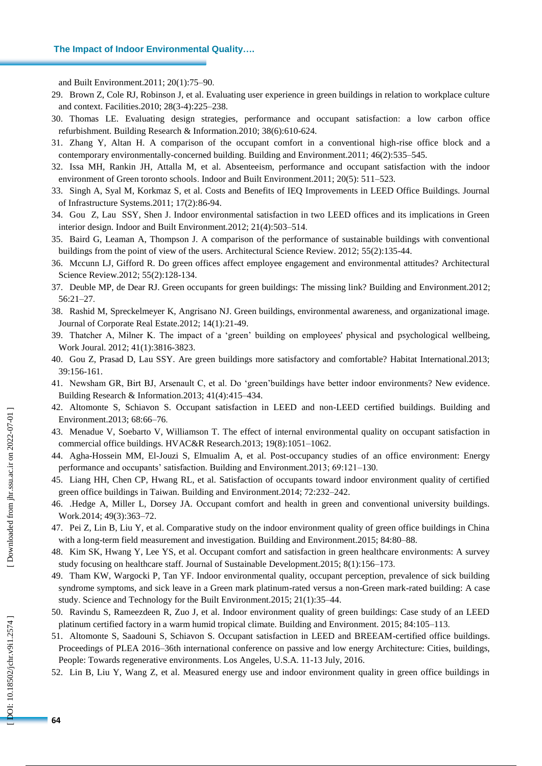and Built Environment.2011; 20(1):75–90.

29. Brown Z, Cole RJ, Robinson J, et al. Evaluating user experience in green buildings in relation to workplace culture and context. Facilities.2010; 28(3-4):225–238.
30. Thomas LE. Evaluating design strategies, performance and occupant satisfaction: a low carbon office refurbishment. Building Research & Information.2010; 38(6):610-624.
31. Zhang Y, Altan H. A comparison of the occupant comfort in a conventional high-rise office block and a contemporary environmentally-concerned building. Building and Environment.2011; 46(2):535–545.
32. Issa MH, Rankin JH, Attalla M, et al. Absenteeism, performance and occupant satisfaction with the indoor environment of Green toronto schools. Indoor and Built Environment.2011; 20(5): 511–523.
33. Singh A, Syal M, Korkmaz S, et al. Costs and Benefits of IEQ Improvements in LEED Office Buildings. Journal of Infrastructure Systems.2011; 17(2):86-94.
34. Gou Z, Lau SSY, Shen J. Indoor environmental satisfaction in two LEED offices and its implications in Green interior design. Indoor and Built Environment.2012; 21(4):503–514.
35. Baird G, Leaman A, Thompson J. A comparison of the performance of sustainable buildings with conventional buildings from the point of view of the users. Architectural Science Review. 2012; 55(2):135-44.
36. Mccunn LJ, Gifford R. Do green offices affect employee engagement and environmental attitudes? Architectural Science Review.2012; 55(2):128-134.
37. Deuble MP, de Dear RJ. Green occupants for green buildings: The missing link? Building and Environment.2012; 56:21–27.
38. Rashid M, Spreckelmeyer K, Angrisano NJ. Green buildings, environmental awareness, and organizational image. Journal of Corporate Real Estate.2012; 14(1):21-49.
39. Thatcher A, Milner K. The impact of a 'green' building on employees' physical and psychological wellbeing, Work Joural. 2012; 41(1):3816-3823.
40. Gou Z, Prasad D, Lau SSY. Are green buildings more satisfactory and comfortable? Habitat International.2013; 39:156-161.
41. Newsham GR, Birt BJ, Arsenault C, et al. Do 'green'buildings have better indoor environments? New evidence. Building Research & Information.2013; 41(4):415–434.
42. Altomonte S, Schiavon S. Occupant satisfaction in LEED and non-LEED certified buildings. Building and Environment.2013; 68:66–76.
43. Menadue V, Soebarto V, Williamson T. The effect of internal environmental quality on occupant satisfaction in commercial office buildings. HVAC&R Research.2013; 19(8):1051–1062.
44. Agha-Hossein MM, El-Jouzi S, Elmualim A, et al. Post-occupancy studies of an office environment: Energy performance and occupants' satisfaction. Building and Environment.2013; 69:121–130.
45. Liang HH, Chen CP, Hwang RL, et al. Satisfaction of occupants toward indoor environment quality of certified green office buildings in Taiwan. Building and Environment.2014; 72:232–242.
46. .Hedge A, Miller L, Dorsey JA. Occupant comfort and health in green and conventional university buildings. Work.2014; 49(3):363–72.
47. Pei Z, Lin B, Liu Y, et al. Comparative study on the indoor environment quality of green office buildings in China with a long-term field measurement and investigation. Building and Environment.2015; 84:80–88.
48. Kim SK, Hwang Y, Lee YS, et al. Occupant comfort and satisfaction in green healthcare environments: A survey study focusing on healthcare staff. Journal of Sustainable Development.2015; 8(1):156–173.
49. Tham KW, Wargocki P, Tan YF. Indoor environmental quality, occupant perception, prevalence of sick building syndrome symptoms, and sick leave in a Green mark platinum-rated versus a non-Green mark-rated building: A case study. Science and Technology for the Built Environment.2015; 21(1):35–44.
50. Ravindu S, Rameezdeen R, Zuo J, et al. Indoor environment quality of green buildings: Case study of an LEED platinum certified factory in a warm humid tropical climate. Building and Environment. 2015; 84:105–113.
51. Altomonte S, Saadouni S, Schiavon S. Occupant satisfaction in LEED and BREEAM-certified office buildings. Proceedings of PLEA 2016–36th international conference on passive and low energy Architecture: Cities, buildings, People: Towards regenerative environments. Los Angeles, U.S.A. 11-13 July, 2016.
52. Lin B, Liu Y, Wang Z, et al. Measured energy use and indoor environment quality in green office buildings in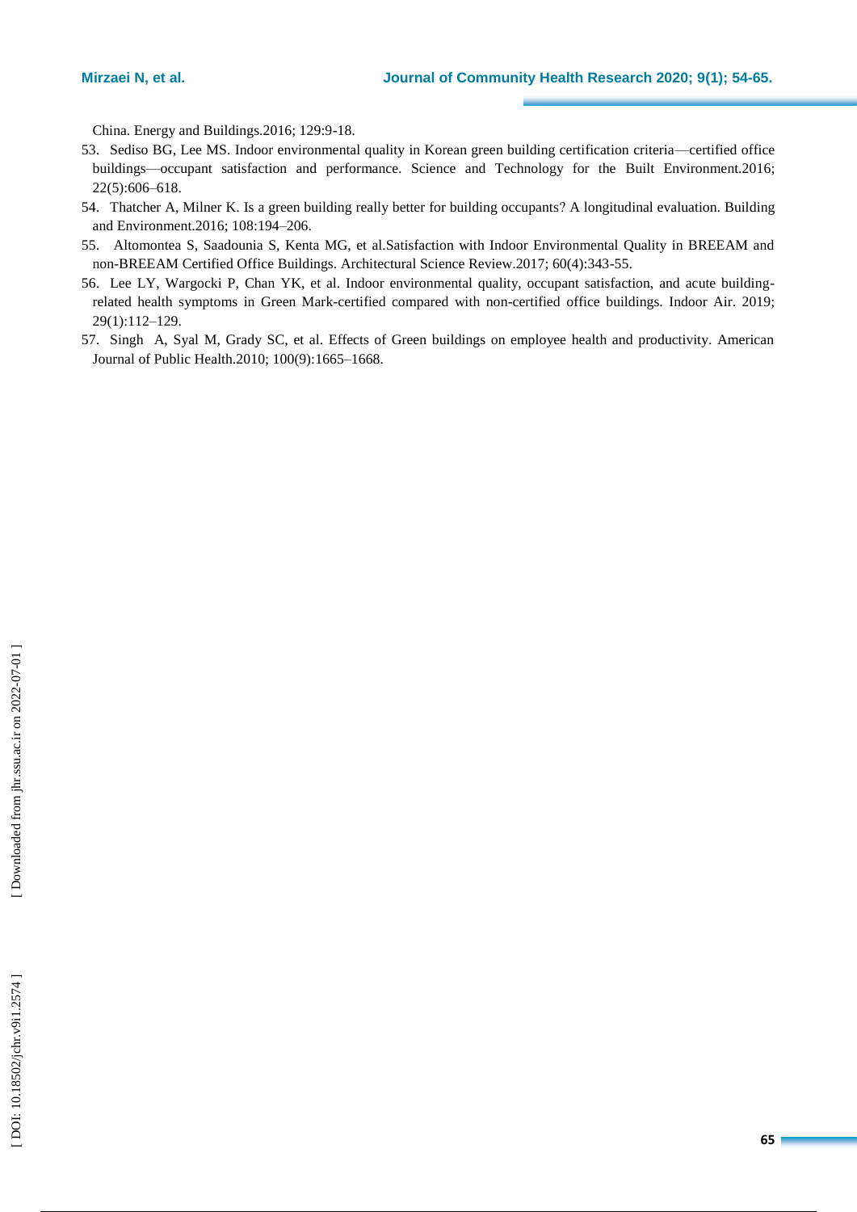China. Energy and Buildings.2016; 129:9-18.

53. Sediso BG, Lee MS. Indoor environmental quality in Korean green building certification criteria—certified office buildings—occupant satisfaction and performance. Science and Technology for the Built Environment.2016; 22(5):606–618.
54. Thatcher A, Milner K. Is a green building really better for building occupants? A longitudinal evaluation. Building and Environment.2016; 108:194–206.
55. Altomontea S, Saadounia S, Kenta MG, et al.Satisfaction with Indoor Environmental Quality in BREEAM and non-BREEAM Certified Office Buildings. Architectural Science Review.2017; 60(4):343-55.
56. Lee LY, Wargocki P, Chan YK, et al. Indoor environmental quality, occupant satisfaction, and acute building-related health symptoms in Green Mark-certified compared with non-certified office buildings. Indoor Air. 2019; 29(1):112–129.
57. Singh A, Syal M, Grady SC, et al. Effects of Green buildings on employee health and productivity. American Journal of Public Health.2010; 100(9):1665–1668.